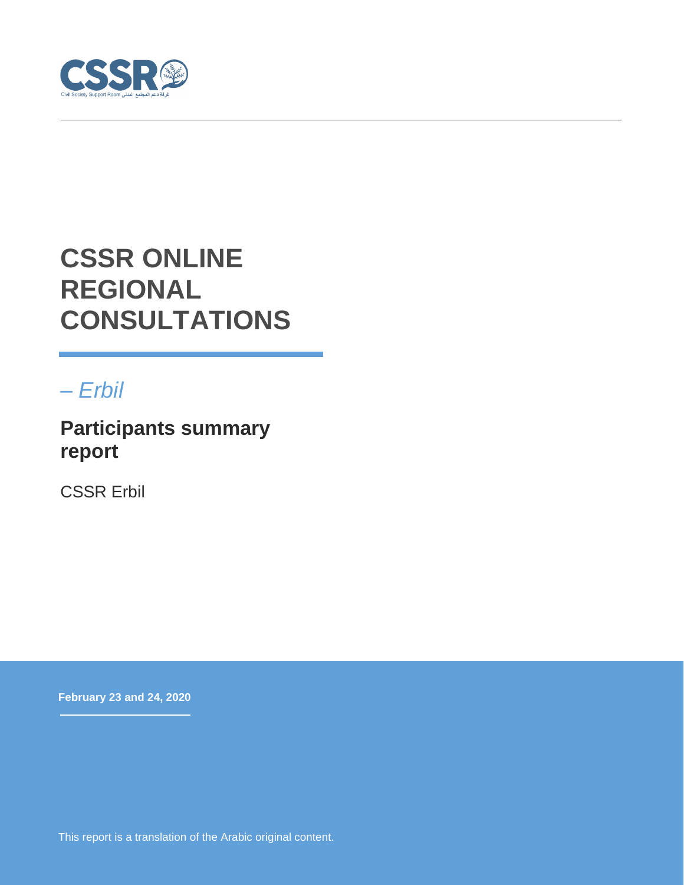CSSR

Civil Society Support Room غرفة دعم المجتمع المدني

# CSSR ONLINE REGIONAL CONSULTATIONS

*– Erbil*

## Participants summary report

CSSR Erbil

**February 23 and 24, 2020**

This report is a translation of the Arabic original content.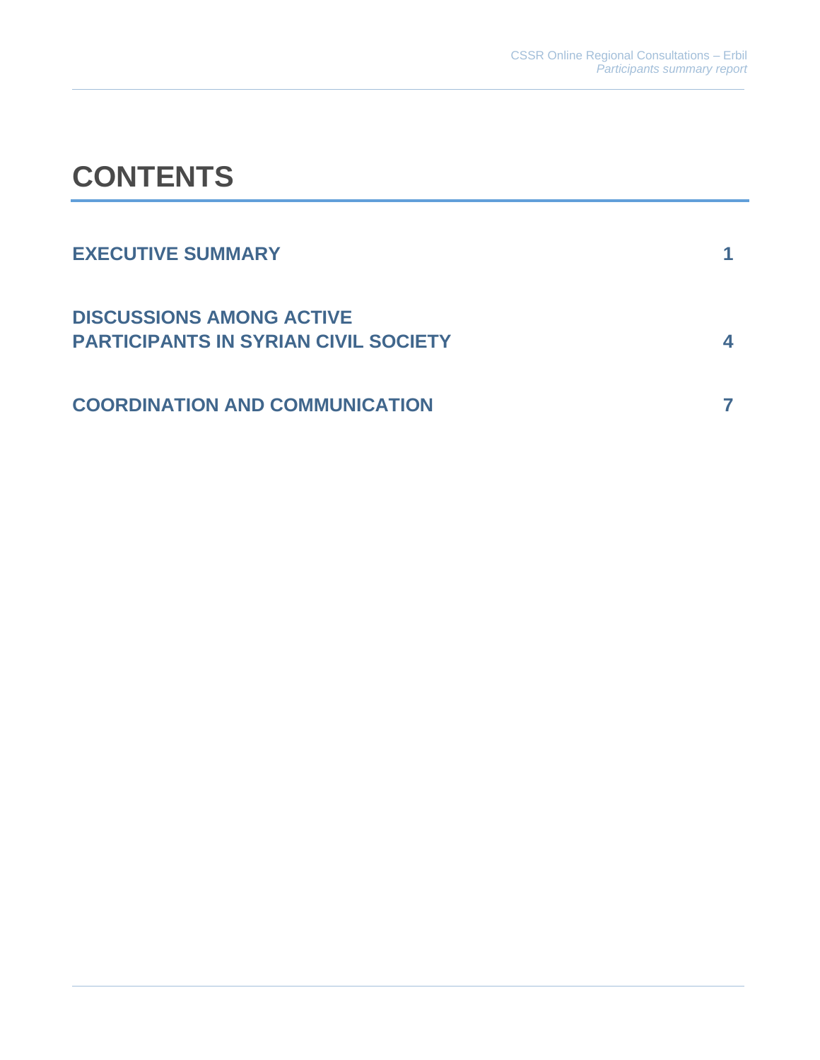# CONTENTS

| | |
|---|---|
| **EXECUTIVE SUMMARY** | **1** |
| **DISCUSSIONS AMONG ACTIVE PARTICIPANTS IN SYRIAN CIVIL SOCIETY** | **4** |
| **COORDINATION AND COMMUNICATION** | **7** |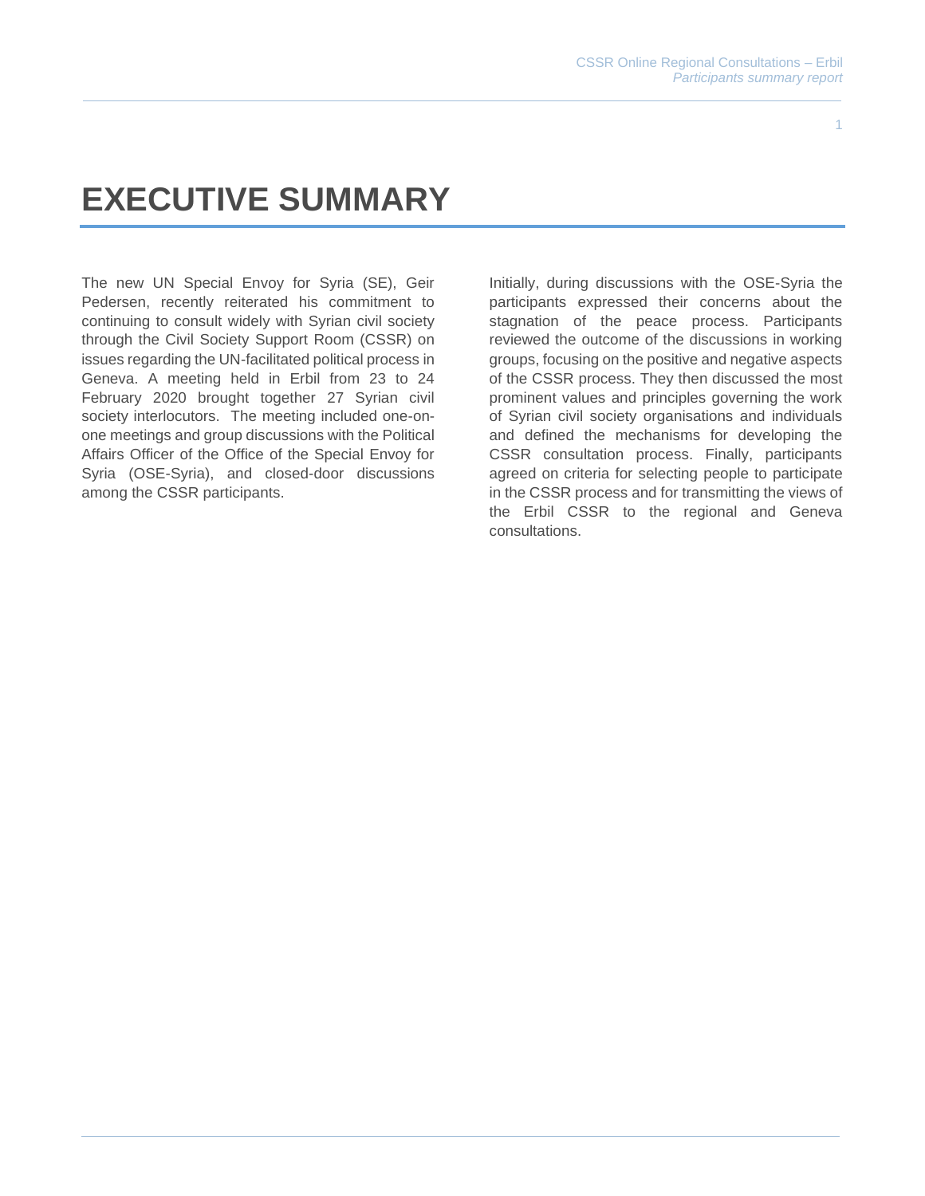# EXECUTIVE SUMMARY

The new UN Special Envoy for Syria (SE), Geir Pedersen, recently reiterated his commitment to continuing to consult widely with Syrian civil society through the Civil Society Support Room (CSSR) on issues regarding the UN-facilitated political process in Geneva. A meeting held in Erbil from 23 to 24 February 2020 brought together 27 Syrian civil society interlocutors. The meeting included one-on-one meetings and group discussions with the Political Affairs Officer of the Office of the Special Envoy for Syria (OSE-Syria), and closed-door discussions among the CSSR participants.

Initially, during discussions with the OSE-Syria the participants expressed their concerns about the stagnation of the peace process. Participants reviewed the outcome of the discussions in working groups, focusing on the positive and negative aspects of the CSSR process. They then discussed the most prominent values and principles governing the work of Syrian civil society organisations and individuals and defined the mechanisms for developing the CSSR consultation process. Finally, participants agreed on criteria for selecting people to participate in the CSSR process and for transmitting the views of the Erbil CSSR to the regional and Geneva consultations.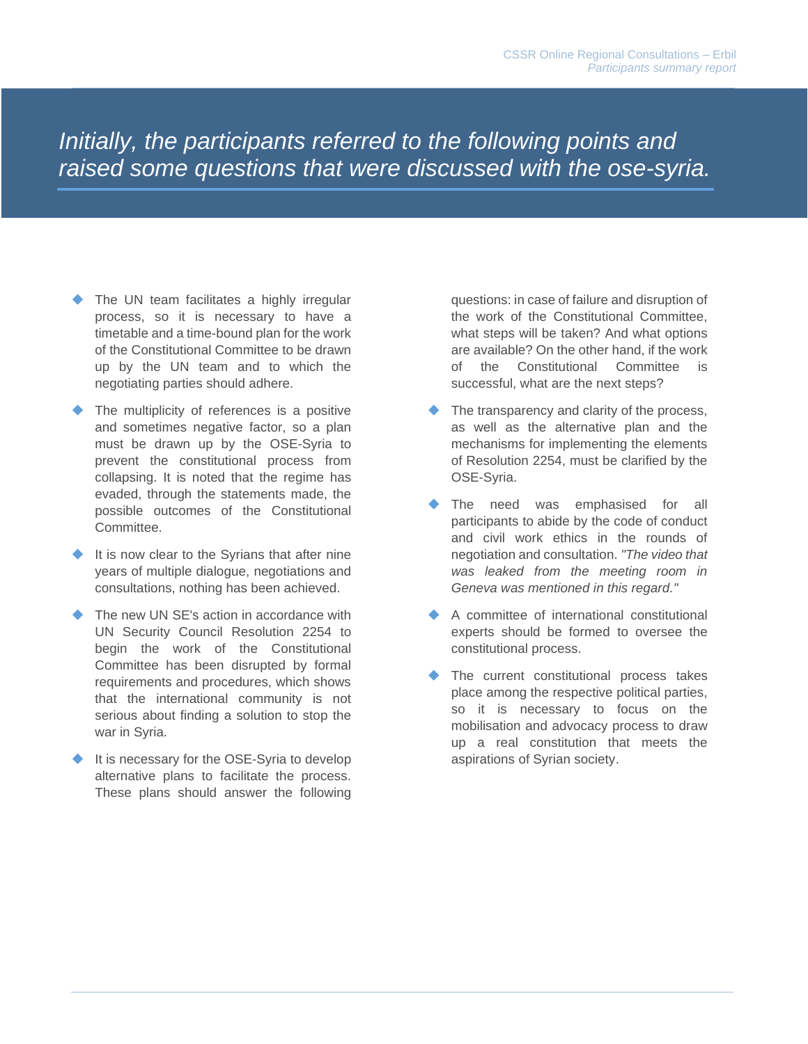*Initially, the participants referred to the following points and raised some questions that were discussed with the ose-syria.*

- The UN team facilitates a highly irregular process, so it is necessary to have a timetable and a time-bound plan for the work of the Constitutional Committee to be drawn up by the UN team and to which the negotiating parties should adhere.
- The multiplicity of references is a positive and sometimes negative factor, so a plan must be drawn up by the OSE-Syria to prevent the constitutional process from collapsing. It is noted that the regime has evaded, through the statements made, the possible outcomes of the Constitutional Committee.
- It is now clear to the Syrians that after nine years of multiple dialogue, negotiations and consultations, nothing has been achieved.
- The new UN SE's action in accordance with UN Security Council Resolution 2254 to begin the work of the Constitutional Committee has been disrupted by formal requirements and procedures, which shows that the international community is not serious about finding a solution to stop the war in Syria.
- It is necessary for the OSE-Syria to develop alternative plans to facilitate the process. These plans should answer the following questions: in case of failure and disruption of the work of the Constitutional Committee, what steps will be taken? And what options are available? On the other hand, if the work of the Constitutional Committee is successful, what are the next steps?
- The transparency and clarity of the process, as well as the alternative plan and the mechanisms for implementing the elements of Resolution 2254, must be clarified by the OSE-Syria.
- The need was emphasised for all participants to abide by the code of conduct and civil work ethics in the rounds of negotiation and consultation. *"The video that was leaked from the meeting room in Geneva was mentioned in this regard."*
- A committee of international constitutional experts should be formed to oversee the constitutional process.
- The current constitutional process takes place among the respective political parties, so it is necessary to focus on the mobilisation and advocacy process to draw up a real constitution that meets the aspirations of Syrian society.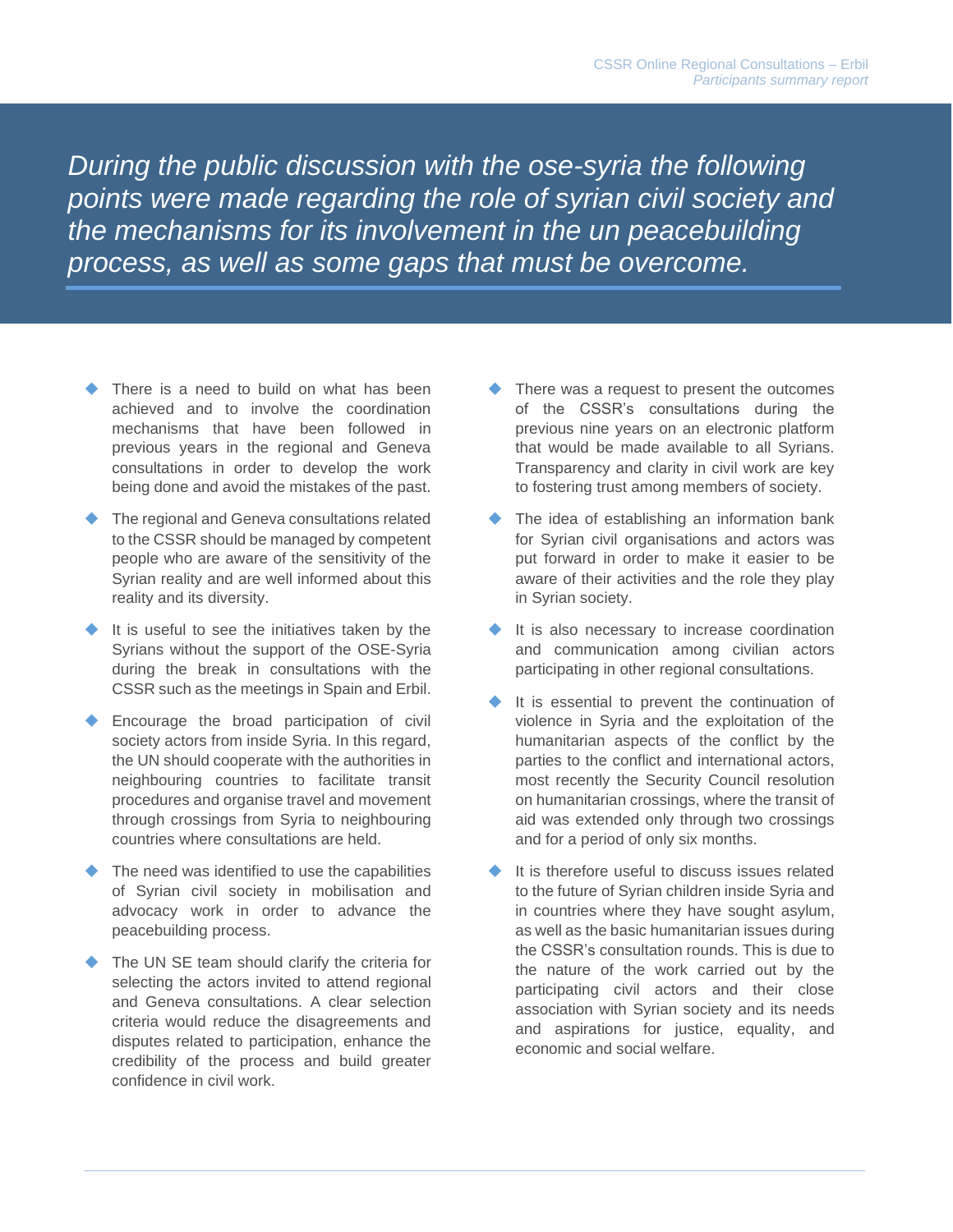*During the public discussion with the ose-syria the following points were made regarding the role of syrian civil society and the mechanisms for its involvement in the un peacebuilding process, as well as some gaps that must be overcome.*

- There is a need to build on what has been achieved and to involve the coordination mechanisms that have been followed in previous years in the regional and Geneva consultations in order to develop the work being done and avoid the mistakes of the past.
- The regional and Geneva consultations related to the CSSR should be managed by competent people who are aware of the sensitivity of the Syrian reality and are well informed about this reality and its diversity.
- It is useful to see the initiatives taken by the Syrians without the support of the OSE-Syria during the break in consultations with the CSSR such as the meetings in Spain and Erbil.
- Encourage the broad participation of civil society actors from inside Syria. In this regard, the UN should cooperate with the authorities in neighbouring countries to facilitate transit procedures and organise travel and movement through crossings from Syria to neighbouring countries where consultations are held.
- The need was identified to use the capabilities of Syrian civil society in mobilisation and advocacy work in order to advance the peacebuilding process.
- The UN SE team should clarify the criteria for selecting the actors invited to attend regional and Geneva consultations. A clear selection criteria would reduce the disagreements and disputes related to participation, enhance the credibility of the process and build greater confidence in civil work.
- There was a request to present the outcomes of the CSSR's consultations during the previous nine years on an electronic platform that would be made available to all Syrians. Transparency and clarity in civil work are key to fostering trust among members of society.
- The idea of establishing an information bank for Syrian civil organisations and actors was put forward in order to make it easier to be aware of their activities and the role they play in Syrian society.
- It is also necessary to increase coordination and communication among civilian actors participating in other regional consultations.
- It is essential to prevent the continuation of violence in Syria and the exploitation of the humanitarian aspects of the conflict by the parties to the conflict and international actors, most recently the Security Council resolution on humanitarian crossings, where the transit of aid was extended only through two crossings and for a period of only six months.
- It is therefore useful to discuss issues related to the future of Syrian children inside Syria and in countries where they have sought asylum, as well as the basic humanitarian issues during the CSSR's consultation rounds. This is due to the nature of the work carried out by the participating civil actors and their close association with Syrian society and its needs and aspirations for justice, equality, and economic and social welfare.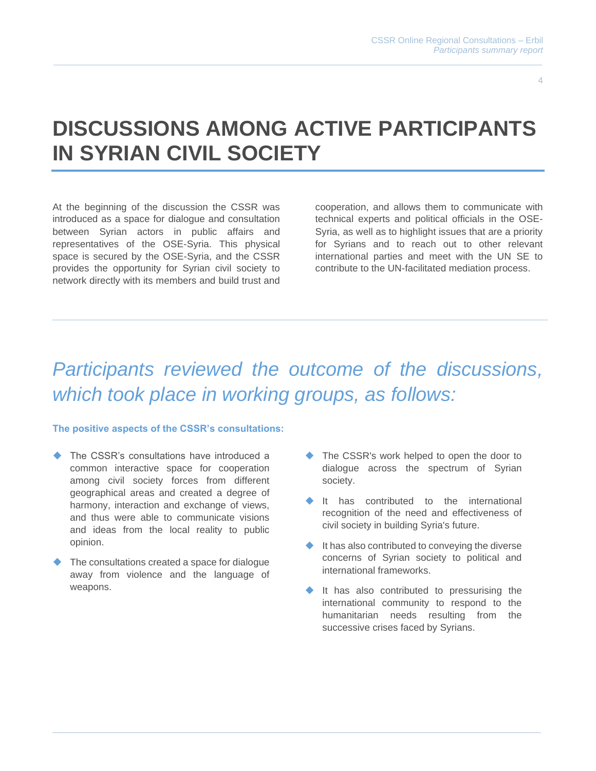# DISCUSSIONS AMONG ACTIVE PARTICIPANTS IN SYRIAN CIVIL SOCIETY

At the beginning of the discussion the CSSR was introduced as a space for dialogue and consultation between Syrian actors in public affairs and representatives of the OSE-Syria. This physical space is secured by the OSE-Syria, and the CSSR provides the opportunity for Syrian civil society to network directly with its members and build trust and cooperation, and allows them to communicate with technical experts and political officials in the OSE-Syria, as well as to highlight issues that are a priority for Syrians and to reach out to other relevant international parties and meet with the UN SE to contribute to the UN-facilitated mediation process.

## *Participants reviewed the outcome of the discussions, which took place in working groups, as follows:*

**The positive aspects of the CSSR's consultations:**

- The CSSR's consultations have introduced a common interactive space for cooperation among civil society forces from different geographical areas and created a degree of harmony, interaction and exchange of views, and thus were able to communicate visions and ideas from the local reality to public opinion.
- The consultations created a space for dialogue away from violence and the language of weapons.
- The CSSR's work helped to open the door to dialogue across the spectrum of Syrian society.
- It has contributed to the international recognition of the need and effectiveness of civil society in building Syria's future.
- It has also contributed to conveying the diverse concerns of Syrian society to political and international frameworks.
- It has also contributed to pressurising the international community to respond to the humanitarian needs resulting from the successive crises faced by Syrians.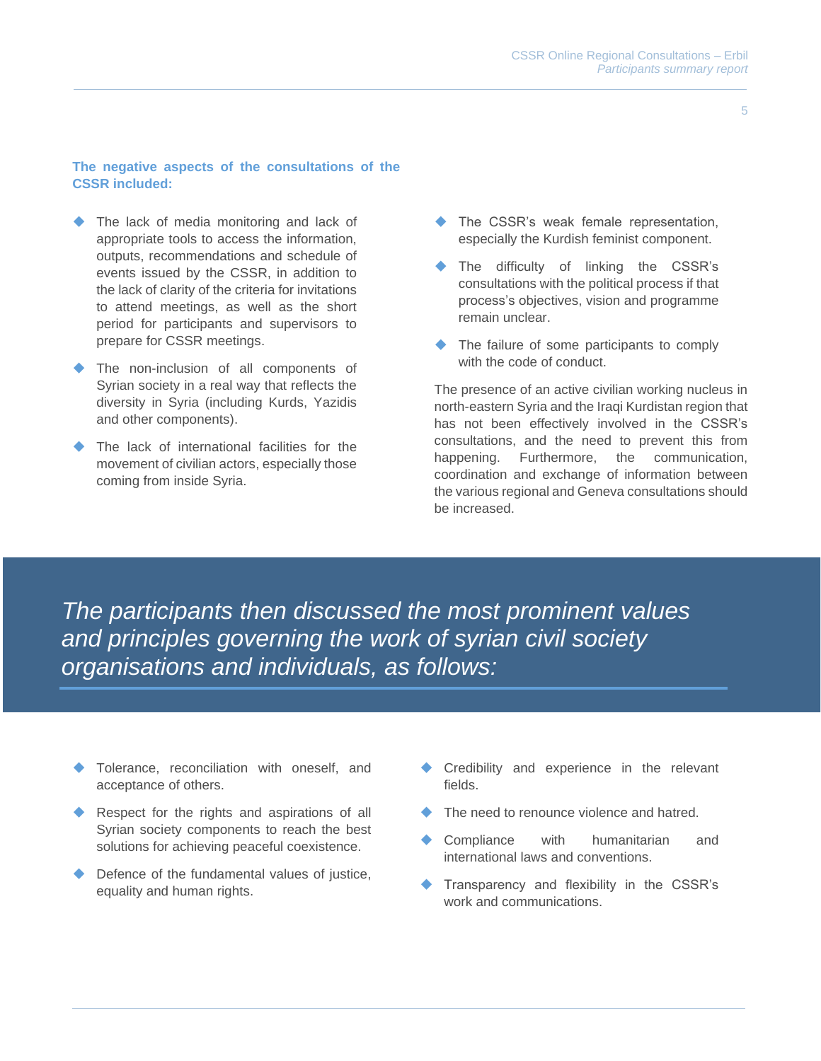**The negative aspects of the consultations of the CSSR included:**

- The lack of media monitoring and lack of appropriate tools to access the information, outputs, recommendations and schedule of events issued by the CSSR, in addition to the lack of clarity of the criteria for invitations to attend meetings, as well as the short period for participants and supervisors to prepare for CSSR meetings.
- The non-inclusion of all components of Syrian society in a real way that reflects the diversity in Syria (including Kurds, Yazidis and other components).
- The lack of international facilities for the movement of civilian actors, especially those coming from inside Syria.
- The CSSR's weak female representation, especially the Kurdish feminist component.
- The difficulty of linking the CSSR's consultations with the political process if that process's objectives, vision and programme remain unclear.
- The failure of some participants to comply with the code of conduct.

The presence of an active civilian working nucleus in north-eastern Syria and the Iraqi Kurdistan region that has not been effectively involved in the CSSR's consultations, and the need to prevent this from happening. Furthermore, the communication, coordination and exchange of information between the various regional and Geneva consultations should be increased.

## *The participants then discussed the most prominent values and principles governing the work of syrian civil society organisations and individuals, as follows:*

- Tolerance, reconciliation with oneself, and acceptance of others.
- Respect for the rights and aspirations of all Syrian society components to reach the best solutions for achieving peaceful coexistence.
- Defence of the fundamental values of justice, equality and human rights.
- Credibility and experience in the relevant fields.
- The need to renounce violence and hatred.
- Compliance with humanitarian and international laws and conventions.
- Transparency and flexibility in the CSSR's work and communications.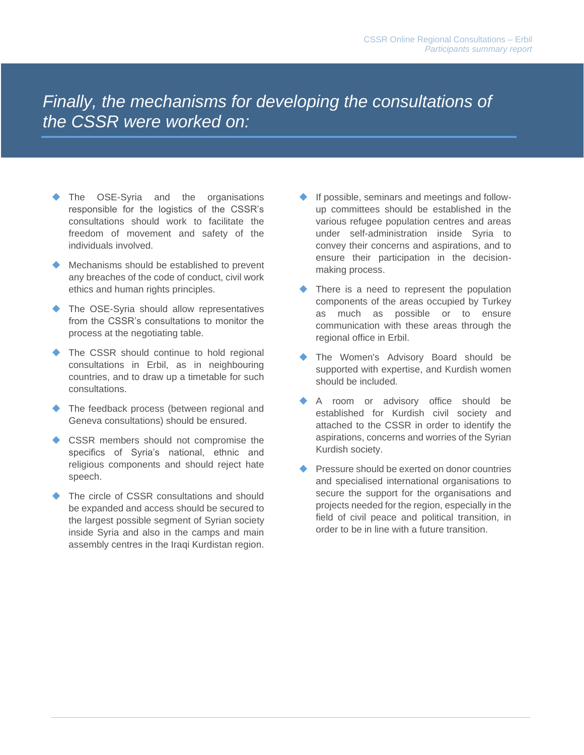## *Finally, the mechanisms for developing the consultations of the CSSR were worked on:*

- The OSE-Syria and the organisations responsible for the logistics of the CSSR's consultations should work to facilitate the freedom of movement and safety of the individuals involved.
- Mechanisms should be established to prevent any breaches of the code of conduct, civil work ethics and human rights principles.
- The OSE-Syria should allow representatives from the CSSR's consultations to monitor the process at the negotiating table.
- The CSSR should continue to hold regional consultations in Erbil, as in neighbouring countries, and to draw up a timetable for such consultations.
- The feedback process (between regional and Geneva consultations) should be ensured.
- CSSR members should not compromise the specifics of Syria's national, ethnic and religious components and should reject hate speech.
- The circle of CSSR consultations and should be expanded and access should be secured to the largest possible segment of Syrian society inside Syria and also in the camps and main assembly centres in the Iraqi Kurdistan region.
- If possible, seminars and meetings and follow-up committees should be established in the various refugee population centres and areas under self-administration inside Syria to convey their concerns and aspirations, and to ensure their participation in the decision-making process.
- There is a need to represent the population components of the areas occupied by Turkey as much as possible or to ensure communication with these areas through the regional office in Erbil.
- The Women's Advisory Board should be supported with expertise, and Kurdish women should be included.
- A room or advisory office should be established for Kurdish civil society and attached to the CSSR in order to identify the aspirations, concerns and worries of the Syrian Kurdish society.
- Pressure should be exerted on donor countries and specialised international organisations to secure the support for the organisations and projects needed for the region, especially in the field of civil peace and political transition, in order to be in line with a future transition.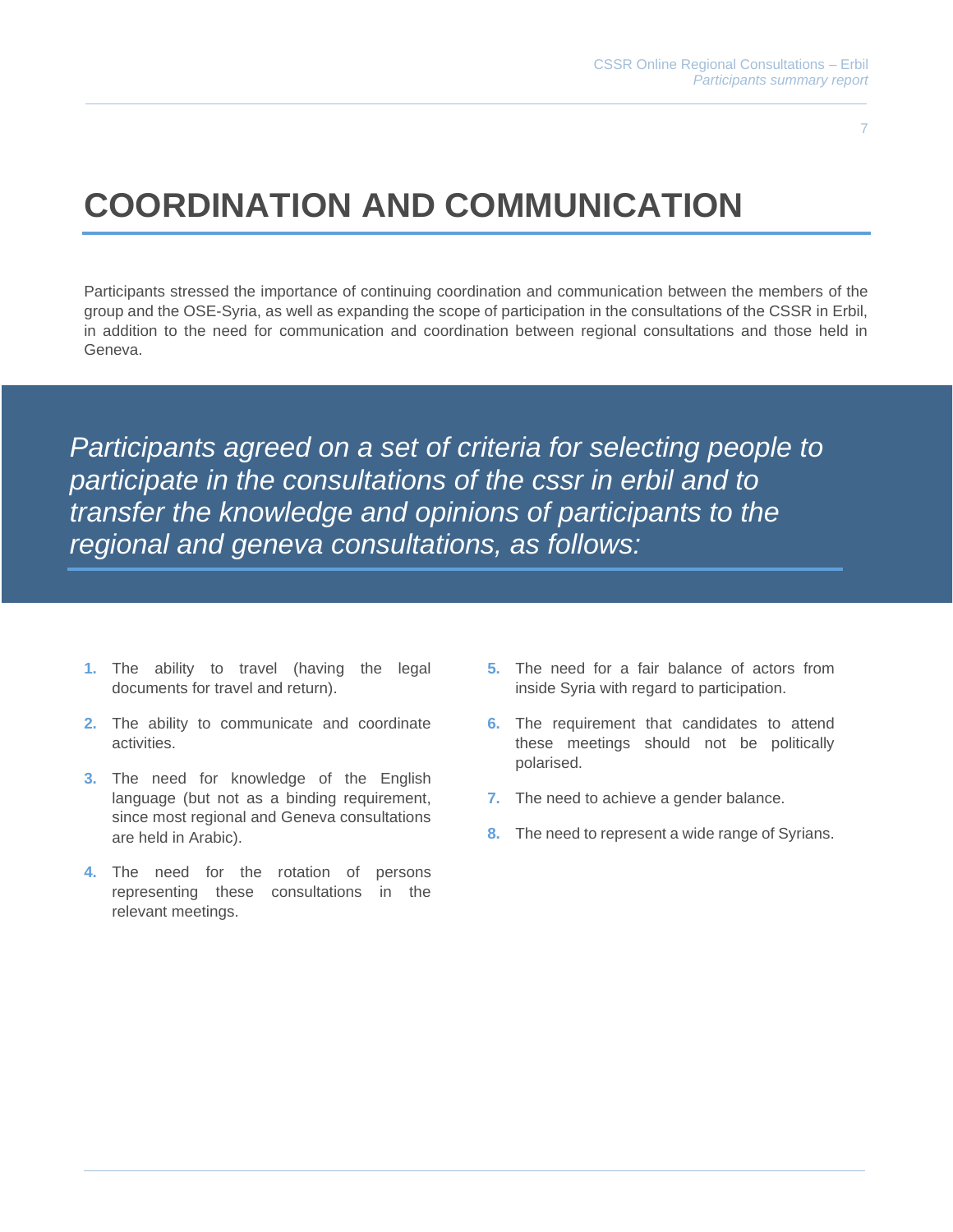# COORDINATION AND COMMUNICATION

Participants stressed the importance of continuing coordination and communication between the members of the group and the OSE-Syria, as well as expanding the scope of participation in the consultations of the CSSR in Erbil, in addition to the need for communication and coordination between regional consultations and those held in Geneva.

*Participants agreed on a set of criteria for selecting people to participate in the consultations of the cssr in erbil and to transfer the knowledge and opinions of participants to the regional and geneva consultations, as follows:*

1. The ability to travel (having the legal documents for travel and return).
2. The ability to communicate and coordinate activities.
3. The need for knowledge of the English language (but not as a binding requirement, since most regional and Geneva consultations are held in Arabic).
4. The need for the rotation of persons representing these consultations in the relevant meetings.
5. The need for a fair balance of actors from inside Syria with regard to participation.
6. The requirement that candidates to attend these meetings should not be politically polarised.
7. The need to achieve a gender balance.
8. The need to represent a wide range of Syrians.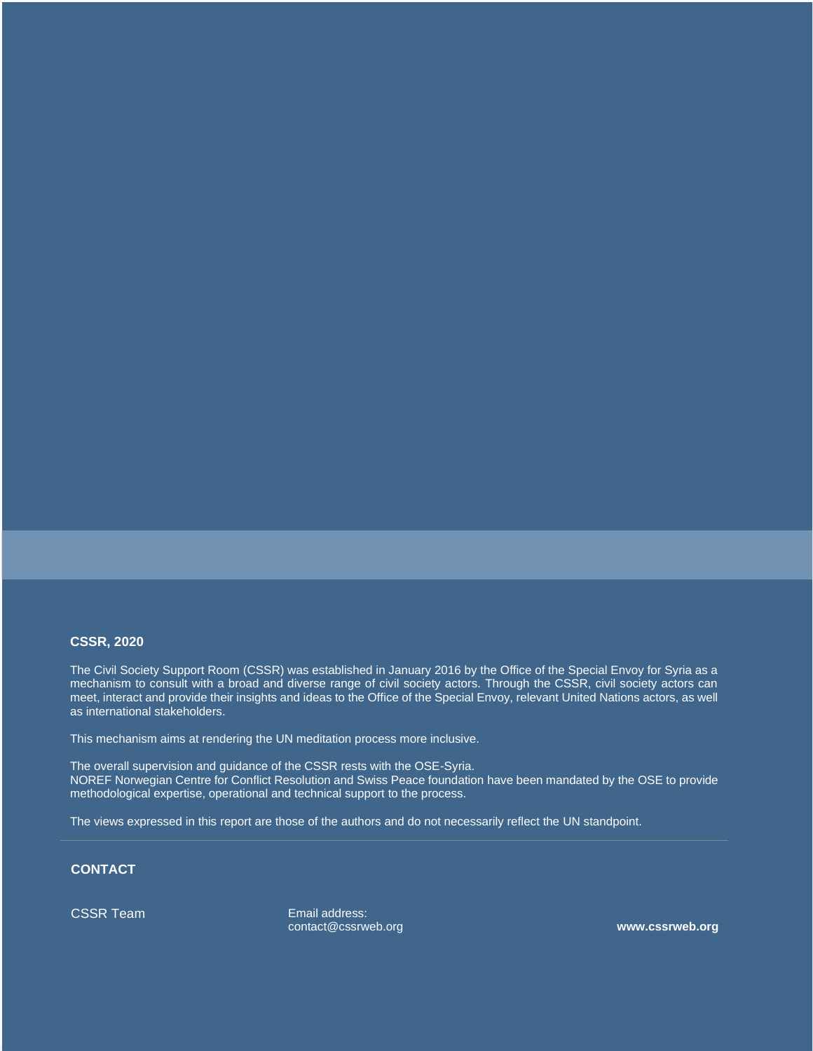**CSSR, 2020**

The Civil Society Support Room (CSSR) was established in January 2016 by the Office of the Special Envoy for Syria as a mechanism to consult with a broad and diverse range of civil society actors. Through the CSSR, civil society actors can meet, interact and provide their insights and ideas to the Office of the Special Envoy, relevant United Nations actors, as well as international stakeholders.

This mechanism aims at rendering the UN meditation process more inclusive.

The overall supervision and guidance of the CSSR rests with the OSE-Syria.
NOREF Norwegian Centre for Conflict Resolution and Swiss Peace foundation have been mandated by the OSE to provide methodological expertise, operational and technical support to the process.

The views expressed in this report are those of the authors and do not necessarily reflect the UN standpoint.

**CONTACT**

CSSR Team

Email address:
contact@cssrweb.org

**www.cssrweb.org**